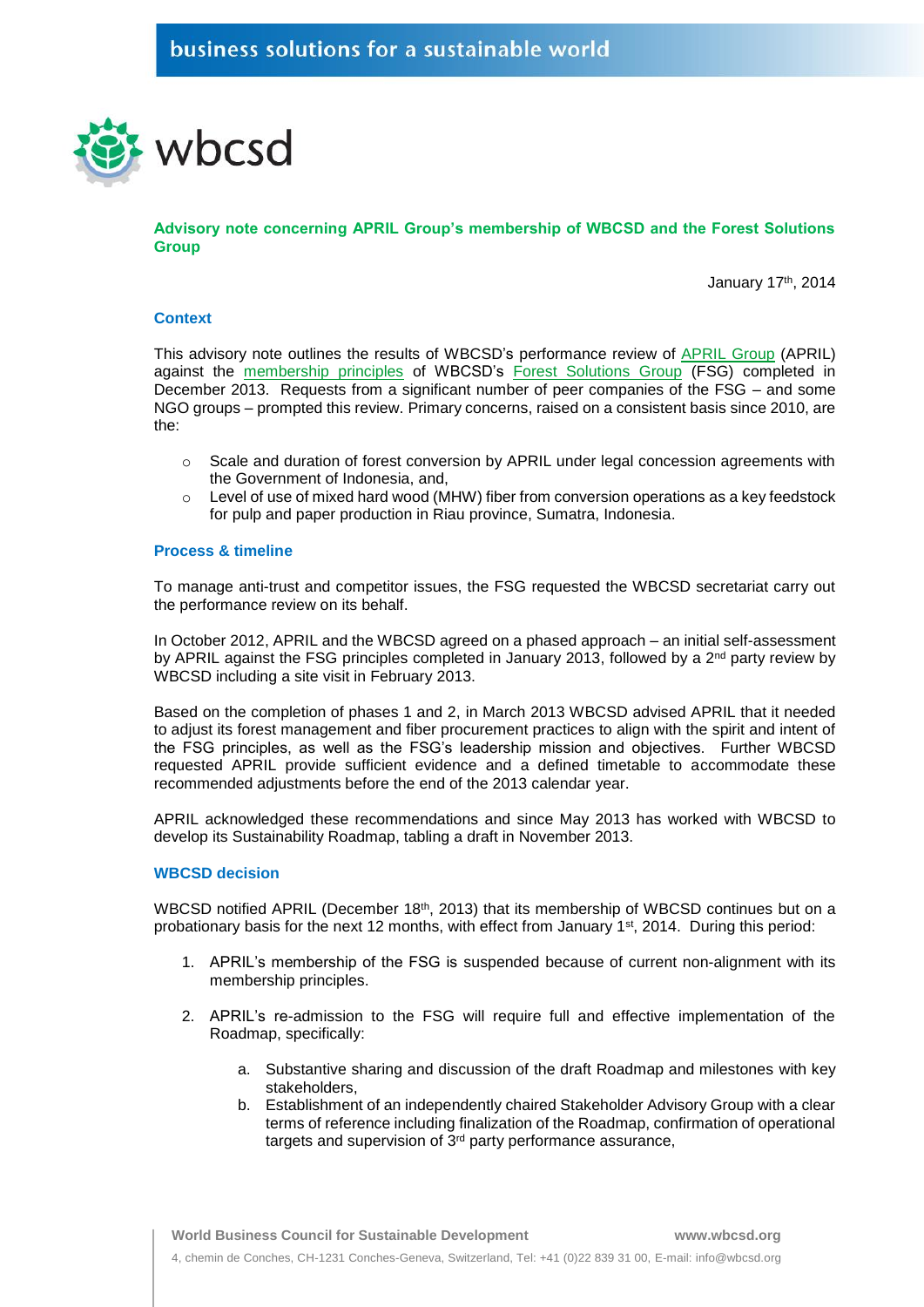## Advisory note concerning APRIL Group's membership of WBCSD and the Forest Solutions Group

January 17th, 2014

### Context

This advisory note outlines the results of WBCSD's performance review of APRIL Group (APRIL) against the membership principles of WBCSD's Forest Solutions Group (FSG) completed in December 2013. Requests from a significant number of peer companies of the FSG – and some NGO groups – prompted this review. Primary concerns, raised on a consistent basis since 2010, are the:

- Scale and duration of forest conversion by APRIL under legal concession agreements with the Government of Indonesia, and,
- Level of use of mixed hard wood (MHW) fiber from conversion operations as a key feedstock for pulp and paper production in Riau province, Sumatra, Indonesia.

### Process & timeline

To manage anti-trust and competitor issues, the FSG requested the WBCSD secretariat carry out the performance review on its behalf.

In October 2012, APRIL and the WBCSD agreed on a phased approach – an initial self-assessment by APRIL against the FSG principles completed in January 2013, followed by a 2nd party review by WBCSD including a site visit in February 2013.

Based on the completion of phases 1 and 2, in March 2013 WBCSD advised APRIL that it needed to adjust its forest management and fiber procurement practices to align with the spirit and intent of the FSG principles, as well as the FSG's leadership mission and objectives. Further WBCSD requested APRIL provide sufficient evidence and a defined timetable to accommodate these recommended adjustments before the end of the 2013 calendar year.

APRIL acknowledged these recommendations and since May 2013 has worked with WBCSD to develop its Sustainability Roadmap, tabling a draft in November 2013.

### WBCSD decision

WBCSD notified APRIL (December 18th, 2013) that its membership of WBCSD continues but on a probationary basis for the next 12 months, with effect from January 1st, 2014. During this period:

1. APRIL's membership of the FSG is suspended because of current non-alignment with its membership principles.

2. APRIL's re-admission to the FSG will require full and effective implementation of the Roadmap, specifically:

    a. Substantive sharing and discussion of the draft Roadmap and milestones with key stakeholders,
    b. Establishment of an independently chaired Stakeholder Advisory Group with a clear terms of reference including finalization of the Roadmap, confirmation of operational targets and supervision of 3rd party performance assurance,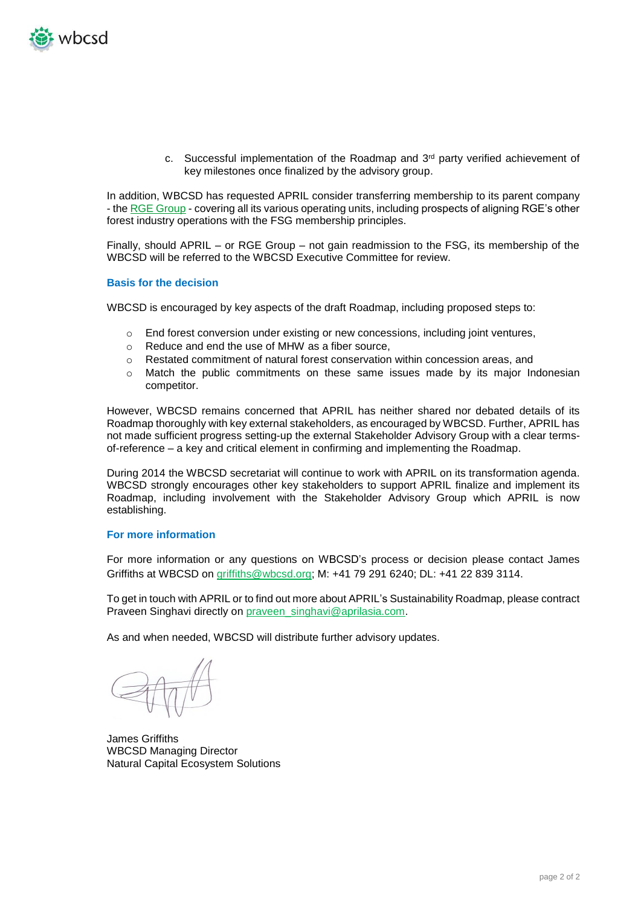c. Successful implementation of the Roadmap and 3rd party verified achievement of key milestones once finalized by the advisory group.

In addition, WBCSD has requested APRIL consider transferring membership to its parent company - the RGE Group - covering all its various operating units, including prospects of aligning RGE's other forest industry operations with the FSG membership principles.

Finally, should APRIL – or RGE Group – not gain readmission to the FSG, its membership of the WBCSD will be referred to the WBCSD Executive Committee for review.

### Basis for the decision

WBCSD is encouraged by key aspects of the draft Roadmap, including proposed steps to:

- End forest conversion under existing or new concessions, including joint ventures,
- Reduce and end the use of MHW as a fiber source,
- Restated commitment of natural forest conservation within concession areas, and
- Match the public commitments on these same issues made by its major Indonesian competitor.

However, WBCSD remains concerned that APRIL has neither shared nor debated details of its Roadmap thoroughly with key external stakeholders, as encouraged by WBCSD. Further, APRIL has not made sufficient progress setting-up the external Stakeholder Advisory Group with a clear terms-of-reference – a key and critical element in confirming and implementing the Roadmap.

During 2014 the WBCSD secretariat will continue to work with APRIL on its transformation agenda. WBCSD strongly encourages other key stakeholders to support APRIL finalize and implement its Roadmap, including involvement with the Stakeholder Advisory Group which APRIL is now establishing.

### For more information

For more information or any questions on WBCSD's process or decision please contact James Griffiths at WBCSD on griffiths@wbcsd.org; M: +41 79 291 6240; DL: +41 22 839 3114.

To get in touch with APRIL or to find out more about APRIL's Sustainability Roadmap, please contract Praveen Singhavi directly on praveen_singhavi@aprilasia.com.

As and when needed, WBCSD will distribute further advisory updates.

James Griffiths
WBCSD Managing Director
Natural Capital Ecosystem Solutions